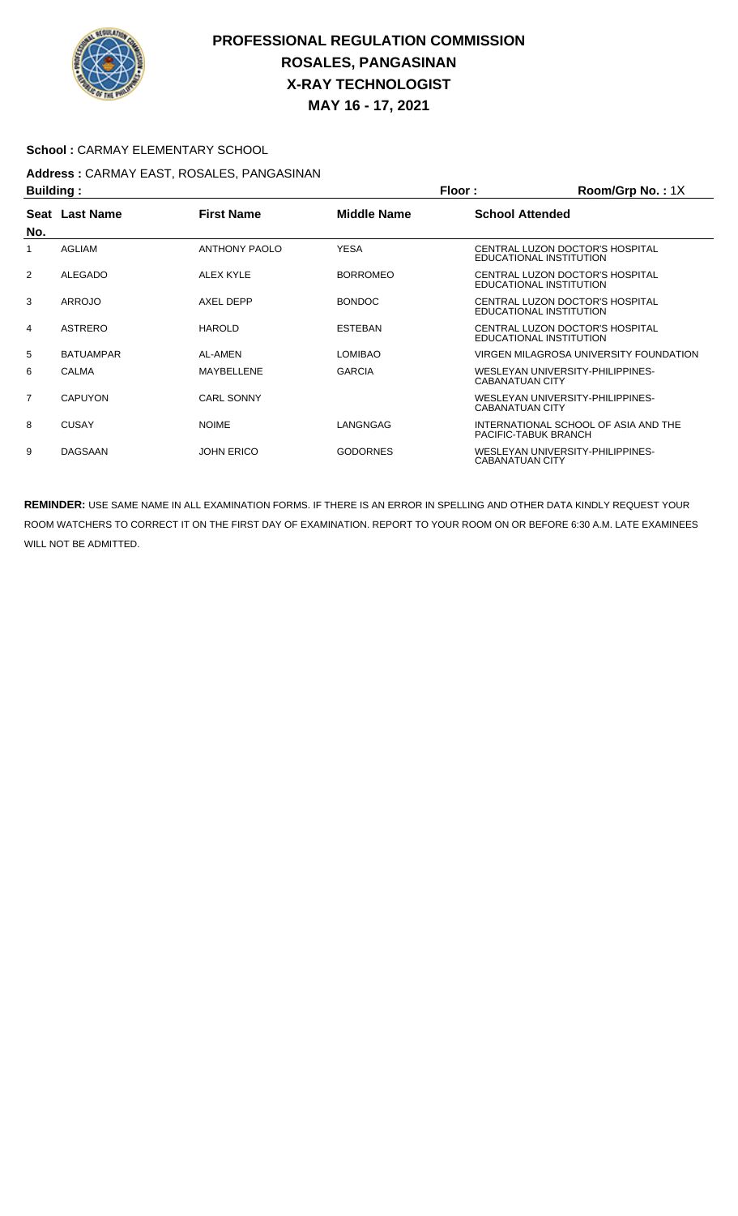# PROFESSIONAL REGULATION COMMISSION
## ROSALES, PANGASINAN
## X-RAY TECHNOLOGIST
## MAY 16 - 17, 2021

**School :** CARMAY ELEMENTARY SCHOOL

**Address :** CARMAY EAST, ROSALES, PANGASINAN

**Building :** **Floor :** **Room/Grp No. :** 1X

| Seat No. | Last Name | First Name | Middle Name | School Attended |
|---|---|---|---|---|
| 1 | AGLIAM | ANTHONY PAOLO | YESA | CENTRAL LUZON DOCTOR'S HOSPITAL EDUCATIONAL INSTITUTION |
| 2 | ALEGADO | ALEX KYLE | BORROMEO | CENTRAL LUZON DOCTOR'S HOSPITAL EDUCATIONAL INSTITUTION |
| 3 | ARROJO | AXEL DEPP | BONDOC | CENTRAL LUZON DOCTOR'S HOSPITAL EDUCATIONAL INSTITUTION |
| 4 | ASTRERO | HAROLD | ESTEBAN | CENTRAL LUZON DOCTOR'S HOSPITAL EDUCATIONAL INSTITUTION |
| 5 | BATUAMPAR | AL-AMEN | LOMIBAO | VIRGEN MILAGROSA UNIVERSITY FOUNDATION |
| 6 | CALMA | MAYBELLENE | GARCIA | WESLEYAN UNIVERSITY-PHILIPPINES-CABANATUAN CITY |
| 7 | CAPUYON | CARL SONNY | | WESLEYAN UNIVERSITY-PHILIPPINES-CABANATUAN CITY |
| 8 | CUSAY | NOIME | LANGNGAG | INTERNATIONAL SCHOOL OF ASIA AND THE PACIFIC-TABUK BRANCH |
| 9 | DAGSAAN | JOHN ERICO | GODORNES | WESLEYAN UNIVERSITY-PHILIPPINES-CABANATUAN CITY |

**REMINDER:** USE SAME NAME IN ALL EXAMINATION FORMS. IF THERE IS AN ERROR IN SPELLING AND OTHER DATA KINDLY REQUEST YOUR ROOM WATCHERS TO CORRECT IT ON THE FIRST DAY OF EXAMINATION. REPORT TO YOUR ROOM ON OR BEFORE 6:30 A.M. LATE EXAMINEES WILL NOT BE ADMITTED.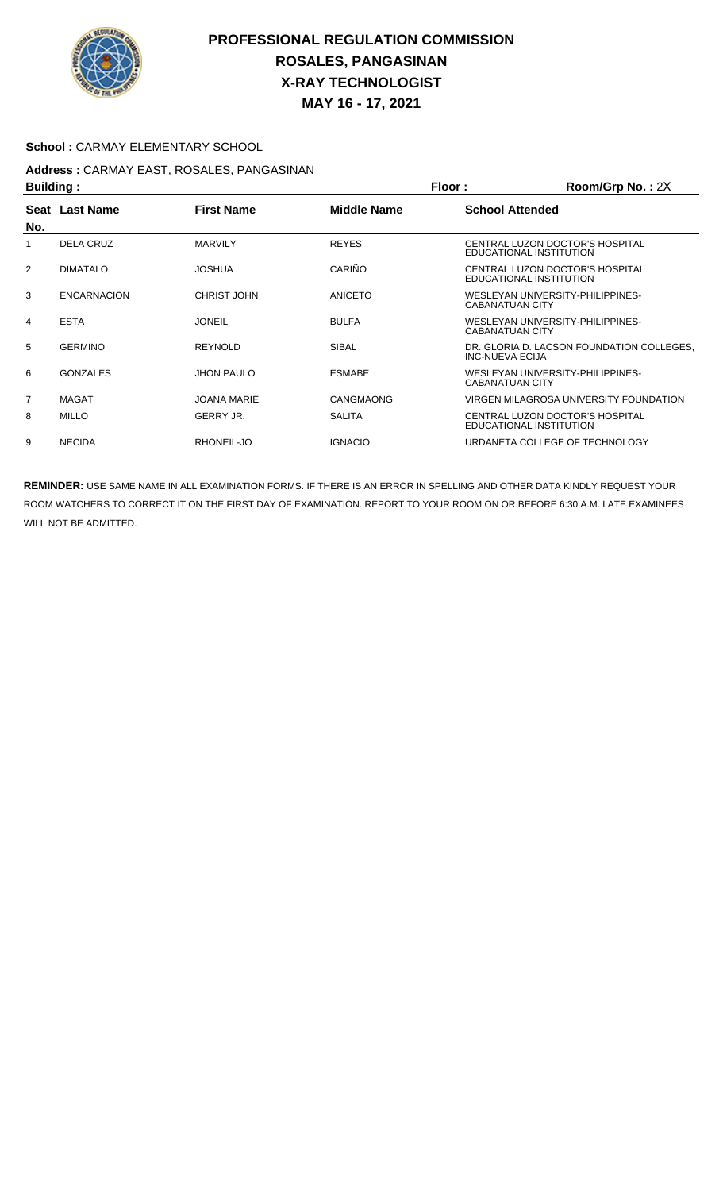# PROFESSIONAL REGULATION COMMISSION
# ROSALES, PANGASINAN
# X-RAY TECHNOLOGIST
# MAY 16 - 17, 2021

**School :** CARMAY ELEMENTARY SCHOOL

**Address :** CARMAY EAST, ROSALES, PANGASINAN

**Building :** **Floor :** **Room/Grp No. :** 2X

| Seat No. | Last Name | First Name | Middle Name | School Attended |
|---|---|---|---|---|
| 1 | DELA CRUZ | MARVILY | REYES | CENTRAL LUZON DOCTOR'S HOSPITAL EDUCATIONAL INSTITUTION |
| 2 | DIMATALO | JOSHUA | CARIÑO | CENTRAL LUZON DOCTOR'S HOSPITAL EDUCATIONAL INSTITUTION |
| 3 | ENCARNACION | CHRIST JOHN | ANICETO | WESLEYAN UNIVERSITY-PHILIPPINES-CABANATUAN CITY |
| 4 | ESTA | JONEIL | BULFA | WESLEYAN UNIVERSITY-PHILIPPINES-CABANATUAN CITY |
| 5 | GERMINO | REYNOLD | SIBAL | DR. GLORIA D. LACSON FOUNDATION COLLEGES, INC-NUEVA ECIJA |
| 6 | GONZALES | JHON PAULO | ESMABE | WESLEYAN UNIVERSITY-PHILIPPINES-CABANATUAN CITY |
| 7 | MAGAT | JOANA MARIE | CANGMAONG | VIRGEN MILAGROSA UNIVERSITY FOUNDATION |
| 8 | MILLO | GERRY JR. | SALITA | CENTRAL LUZON DOCTOR'S HOSPITAL EDUCATIONAL INSTITUTION |
| 9 | NECIDA | RHONEIL-JO | IGNACIO | URDANETA COLLEGE OF TECHNOLOGY |

**REMINDER:** USE SAME NAME IN ALL EXAMINATION FORMS. IF THERE IS AN ERROR IN SPELLING AND OTHER DATA KINDLY REQUEST YOUR ROOM WATCHERS TO CORRECT IT ON THE FIRST DAY OF EXAMINATION. REPORT TO YOUR ROOM ON OR BEFORE 6:30 A.M. LATE EXAMINEES WILL NOT BE ADMITTED.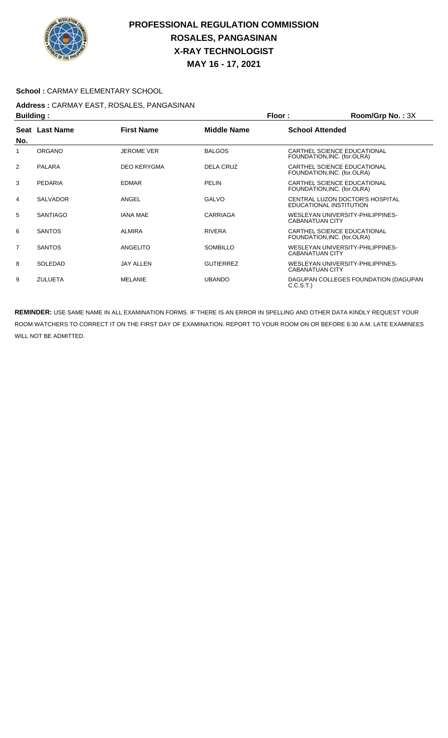# PROFESSIONAL REGULATION COMMISSION
## ROSALES, PANGASINAN
## X-RAY TECHNOLOGIST
## MAY 16 - 17, 2021

**School :** CARMAY ELEMENTARY SCHOOL

**Address :** CARMAY EAST, ROSALES, PANGASINAN

**Building :** **Floor :** **Room/Grp No. :** 3X

| Seat No. | Last Name | First Name | Middle Name | School Attended |
|---|---|---|---|---|
| 1 | ORGANO | JEROME VER | BALGOS | CARTHEL SCIENCE EDUCATIONAL FOUNDATION,INC. (for.OLRA) |
| 2 | PALARA | DEO KERYGMA | DELA CRUZ | CARTHEL SCIENCE EDUCATIONAL FOUNDATION,INC. (for.OLRA) |
| 3 | PEDARIA | EDMAR | PELIN | CARTHEL SCIENCE EDUCATIONAL FOUNDATION,INC. (for.OLRA) |
| 4 | SALVADOR | ANGEL | GALVO | CENTRAL LUZON DOCTOR'S HOSPITAL EDUCATIONAL INSTITUTION |
| 5 | SANTIAGO | IANA MAE | CARRIAGA | WESLEYAN UNIVERSITY-PHILIPPINES-CABANATUAN CITY |
| 6 | SANTOS | ALMIRA | RIVERA | CARTHEL SCIENCE EDUCATIONAL FOUNDATION,INC. (for.OLRA) |
| 7 | SANTOS | ANGELITO | SOMBILLO | WESLEYAN UNIVERSITY-PHILIPPINES-CABANATUAN CITY |
| 8 | SOLEDAD | JAY ALLEN | GUTIERREZ | WESLEYAN UNIVERSITY-PHILIPPINES-CABANATUAN CITY |
| 9 | ZULUETA | MELANIE | UBANDO | DAGUPAN COLLEGES FOUNDATION (DAGUPAN C.C.S.T.) |

**REMINDER:** USE SAME NAME IN ALL EXAMINATION FORMS. IF THERE IS AN ERROR IN SPELLING AND OTHER DATA KINDLY REQUEST YOUR ROOM WATCHERS TO CORRECT IT ON THE FIRST DAY OF EXAMINATION. REPORT TO YOUR ROOM ON OR BEFORE 6:30 A.M. LATE EXAMINEES WILL NOT BE ADMITTED.